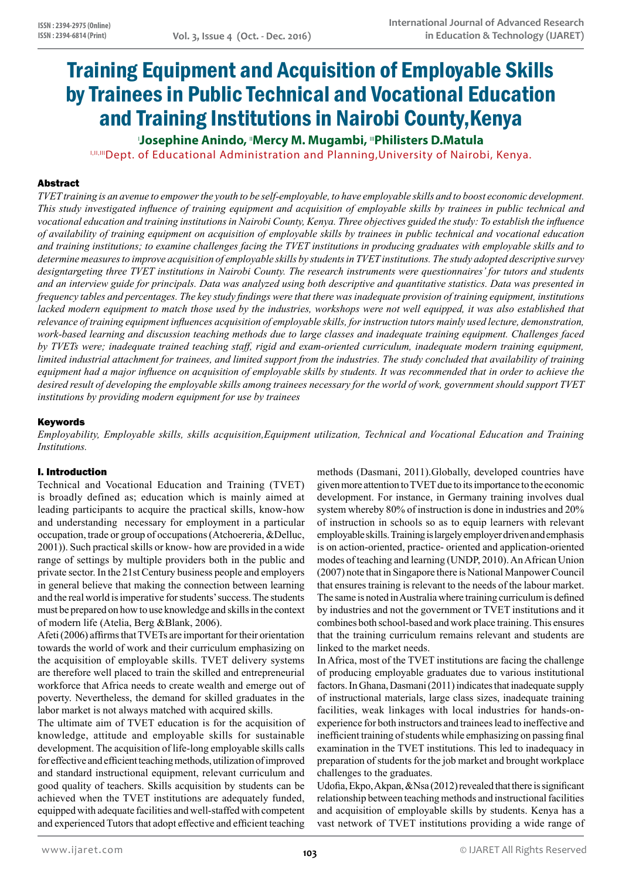# Training Equipment and Acquisition of Employable Skills by Trainees in Public Technical and Vocational Education and Training Institutions in Nairobi County,Kenya

**[I]Josephine Anindo, [II]Mercy M. Mugambi, [III]Philisters D.Matula**

[I,II,III]Dept. of Educational Administration and Planning,University of Nairobi, Kenya.

## Abstract

*TVET training is an avenue to empower the youth to be self-employable, to have employable skills and to boost economic development. This study investigated influence of training equipment and acquisition of employable skills by trainees in public technical and vocational education and training institutions in Nairobi County, Kenya. Three objectives guided the study: To establish the influence of availability of training equipment on acquisition of employable skills by trainees in public technical and vocational education and training institutions; to examine challenges facing the TVET institutions in producing graduates with employable skills and to determine measures to improve acquisition of employable skills by students in TVET institutions. The study adopted descriptive survey designtargeting three TVET institutions in Nairobi County. The research instruments were questionnaires' for tutors and students and an interview guide for principals. Data was analyzed using both descriptive and quantitative statistics. Data was presented in frequency tables and percentages. The key study findings were that there was inadequate provision of training equipment, institutions lacked modern equipment to match those used by the industries, workshops were not well equipped, it was also established that relevance of training equipment influences acquisition of employable skills, for instruction tutors mainly used lecture, demonstration, work-based learning and discussion teaching methods due to large classes and inadequate training equipment. Challenges faced by TVETs were; inadequate trained teaching staff, rigid and exam-oriented curriculum, inadequate modern training equipment, limited industrial attachment for trainees, and limited support from the industries. The study concluded that availability of training equipment had a major influence on acquisition of employable skills by students. It was recommended that in order to achieve the desired result of developing the employable skills among trainees necessary for the world of work, government should support TVET institutions by providing modern equipment for use by trainees*

## Keywords

*Employability, Employable skills, skills acquisition,Equipment utilization, Technical and Vocational Education and Training Institutions.*

## I. Introduction

Technical and Vocational Education and Training (TVET) is broadly defined as; education which is mainly aimed at leading participants to acquire the practical skills, know-how and understanding necessary for employment in a particular occupation, trade or group of occupations (Atchoereria, &Delluc, 2001)). Such practical skills or know- how are provided in a wide range of settings by multiple providers both in the public and private sector. In the 21st Century business people and employers in general believe that making the connection between learning and the real world is imperative for students' success. The students must be prepared on how to use knowledge and skills in the context of modern life (Atelia, Berg &Blank, 2006).

Afeti (2006) affirms that TVETs are important for their orientation towards the world of work and their curriculum emphasizing on the acquisition of employable skills. TVET delivery systems are therefore well placed to train the skilled and entrepreneurial workforce that Africa needs to create wealth and emerge out of poverty. Nevertheless, the demand for skilled graduates in the labor market is not always matched with acquired skills.

The ultimate aim of TVET education is for the acquisition of knowledge, attitude and employable skills for sustainable development. The acquisition of life-long employable skills calls for effective and efficient teaching methods, utilization of improved and standard instructional equipment, relevant curriculum and good quality of teachers. Skills acquisition by students can be achieved when the TVET institutions are adequately funded, equipped with adequate facilities and well-staffed with competent and experienced Tutors that adopt effective and efficient teaching methods (Dasmani, 2011).Globally, developed countries have given more attention to TVET due to its importance to the economic development. For instance, in Germany training involves dual system whereby 80% of instruction is done in industries and 20% of instruction in schools so as to equip learners with relevant employable skills. Training is largely employer driven and emphasis is on action-oriented, practice- oriented and application-oriented modes of teaching and learning (UNDP, 2010). An African Union (2007) note that in Singapore there is National Manpower Council that ensures training is relevant to the needs of the labour market. The same is noted in Australia where training curriculum is defined by industries and not the government or TVET institutions and it combines both school-based and work place training. This ensures that the training curriculum remains relevant and students are linked to the market needs.

In Africa, most of the TVET institutions are facing the challenge of producing employable graduates due to various institutional factors. In Ghana, Dasmani (2011) indicates that inadequate supply of instructional materials, large class sizes, inadequate training facilities, weak linkages with local industries for hands-on-experience for both instructors and trainees lead to ineffective and inefficient training of students while emphasizing on passing final examination in the TVET institutions. This led to inadequacy in preparation of students for the job market and brought workplace challenges to the graduates.

Udofia, Ekpo, Akpan, &Nsa (2012) revealed that there is significant relationship between teaching methods and instructional facilities and acquisition of employable skills by students. Kenya has a vast network of TVET institutions providing a wide range of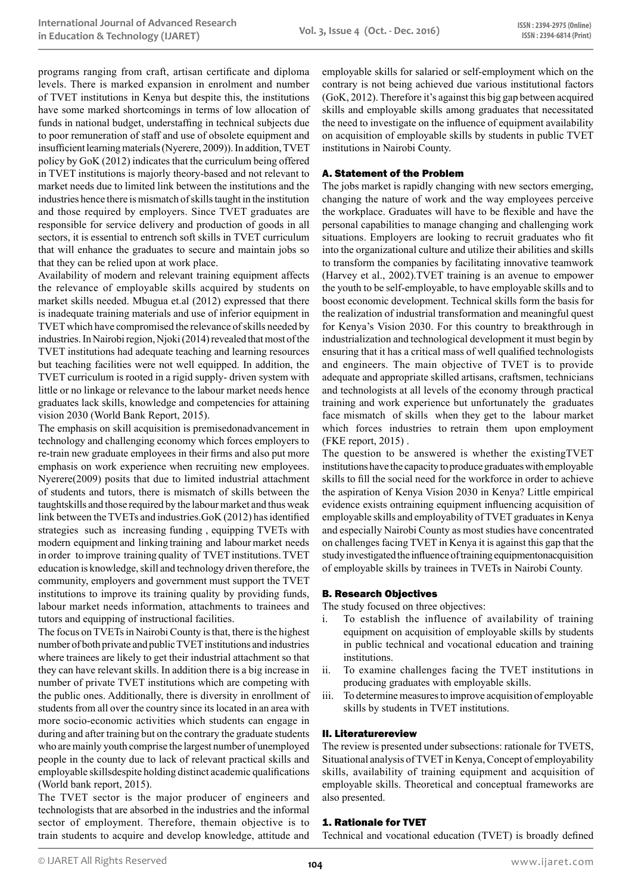programs ranging from craft, artisan certificate and diploma levels. There is marked expansion in enrolment and number of TVET institutions in Kenya but despite this, the institutions have some marked shortcomings in terms of low allocation of funds in national budget, understaffing in technical subjects due to poor remuneration of staff and use of obsolete equipment and insufficient learning materials (Nyerere, 2009)). In addition, TVET policy by GoK (2012) indicates that the curriculum being offered in TVET institutions is majorly theory-based and not relevant to market needs due to limited link between the institutions and the industries hence there is mismatch of skills taught in the institution and those required by employers. Since TVET graduates are responsible for service delivery and production of goods in all sectors, it is essential to entrench soft skills in TVET curriculum that will enhance the graduates to secure and maintain jobs so that they can be relied upon at work place.

Availability of modern and relevant training equipment affects the relevance of employable skills acquired by students on market skills needed. Mbugua et.al (2012) expressed that there is inadequate training materials and use of inferior equipment in TVET which have compromised the relevance of skills needed by industries. In Nairobi region, Njoki (2014) revealed that most of the TVET institutions had adequate teaching and learning resources but teaching facilities were not well equipped. In addition, the TVET curriculum is rooted in a rigid supply- driven system with little or no linkage or relevance to the labour market needs hence graduates lack skills, knowledge and competencies for attaining vision 2030 (World Bank Report, 2015).

The emphasis on skill acquisition is premisedonadvancement in technology and challenging economy which forces employers to re-train new graduate employees in their firms and also put more emphasis on work experience when recruiting new employees. Nyerere(2009) posits that due to limited industrial attachment of students and tutors, there is mismatch of skills between the taughtskills and those required by the labour market and thus weak link between the TVETs and industries.GoK (2012) has identified strategies such as increasing funding , equipping TVETs with modern equipment and linking training and labour market needs in order to improve training quality of TVET institutions. TVET education is knowledge, skill and technology driven therefore, the community, employers and government must support the TVET institutions to improve its training quality by providing funds, labour market needs information, attachments to trainees and tutors and equipping of instructional facilities.

The focus on TVETs in Nairobi County is that, there is the highest number of both private and public TVET institutions and industries where trainees are likely to get their industrial attachment so that they can have relevant skills. In addition there is a big increase in number of private TVET institutions which are competing with the public ones. Additionally, there is diversity in enrollment of students from all over the country since its located in an area with more socio-economic activities which students can engage in during and after training but on the contrary the graduate students who are mainly youth comprise the largest number of unemployed people in the county due to lack of relevant practical skills and employable skillsdespite holding distinct academic qualifications (World bank report, 2015).

The TVET sector is the major producer of engineers and technologists that are absorbed in the industries and the informal sector of employment. Therefore, themain objective is to train students to acquire and develop knowledge, attitude and employable skills for salaried or self-employment which on the contrary is not being achieved due various institutional factors (GoK, 2012). Therefore it's against this big gap between acquired skills and employable skills among graduates that necessitated the need to investigate on the influence of equipment availability on acquisition of employable skills by students in public TVET institutions in Nairobi County.

### A. Statement of the Problem

The jobs market is rapidly changing with new sectors emerging, changing the nature of work and the way employees perceive the workplace. Graduates will have to be flexible and have the personal capabilities to manage changing and challenging work situations. Employers are looking to recruit graduates who fit into the organizational culture and utilize their abilities and skills to transform the companies by facilitating innovative teamwork (Harvey et al., 2002).TVET training is an avenue to empower the youth to be self-employable, to have employable skills and to boost economic development. Technical skills form the basis for the realization of industrial transformation and meaningful quest for Kenya's Vision 2030. For this country to breakthrough in industrialization and technological development it must begin by ensuring that it has a critical mass of well qualified technologists and engineers. The main objective of TVET is to provide adequate and appropriate skilled artisans, craftsmen, technicians and technologists at all levels of the economy through practical training and work experience but unfortunately the graduates face mismatch of skills when they get to the labour market which forces industries to retrain them upon employment (FKE report, 2015) .

The question to be answered is whether the existingTVET institutions have the capacity to produce graduates with employable skills to fill the social need for the workforce in order to achieve the aspiration of Kenya Vision 2030 in Kenya? Little empirical evidence exists ontraining equipment influencing acquisition of employable skills and employability of TVET graduates in Kenya and especially Nairobi County as most studies have concentrated on challenges facing TVET in Kenya it is against this gap that the study investigated the influence oftraining equipmentonacquisition of employable skills by trainees in TVETs in Nairobi County.

### B. Research Objectives

The study focused on three objectives:

i. To establish the influence of availability of training equipment on acquisition of employable skills by students in public technical and vocational education and training institutions.
ii. To examine challenges facing the TVET institutions in producing graduates with employable skills.
iii. To determine measures to improve acquisition of employable skills by students in TVET institutions.

## II. Literaturereview

The review is presented under subsections: rationale for TVETS, Situational analysis of TVET in Kenya, Concept of employability skills, availability of training equipment and acquisition of employable skills. Theoretical and conceptual frameworks are also presented.

### 1. Rationale for TVET

Technical and vocational education (TVET) is broadly defined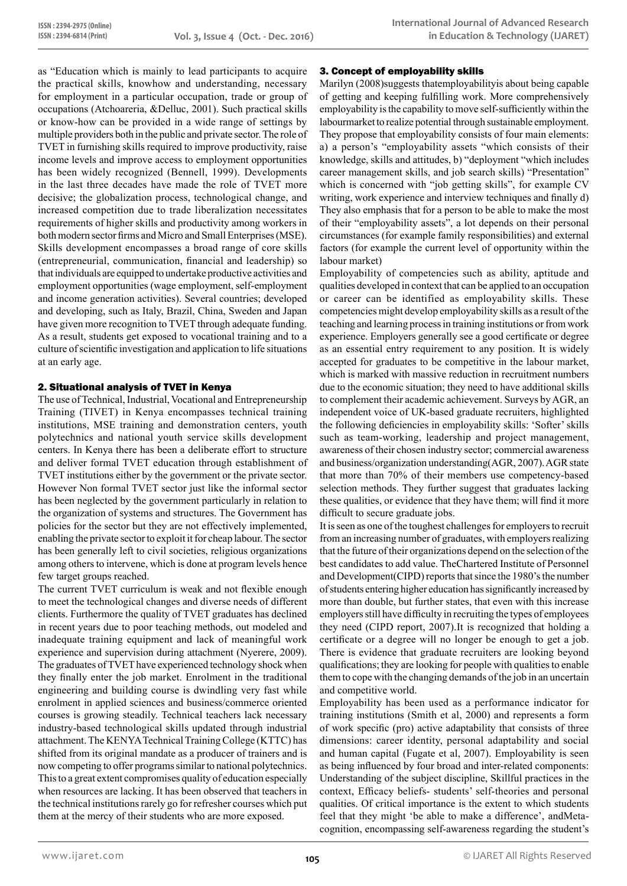as "Education which is mainly to lead participants to acquire the practical skills, knowhow and understanding, necessary for employment in a particular occupation, trade or group of occupations (Atchoareria, &Delluc, 2001). Such practical skills or know-how can be provided in a wide range of settings by multiple providers both in the public and private sector. The role of TVET in furnishing skills required to improve productivity, raise income levels and improve access to employment opportunities has been widely recognized (Bennell, 1999). Developments in the last three decades have made the role of TVET more decisive; the globalization process, technological change, and increased competition due to trade liberalization necessitates requirements of higher skills and productivity among workers in both modern sector firms and Micro and Small Enterprises (MSE). Skills development encompasses a broad range of core skills (entrepreneurial, communication, financial and leadership) so that individuals are equipped to undertake productive activities and employment opportunities (wage employment, self-employment and income generation activities). Several countries; developed and developing, such as Italy, Brazil, China, Sweden and Japan have given more recognition to TVET through adequate funding. As a result, students get exposed to vocational training and to a culture of scientific investigation and application to life situations at an early age.

## 2. Situational analysis of TVET in Kenya

The use of Technical, Industrial, Vocational and Entrepreneurship Training (TIVET) in Kenya encompasses technical training institutions, MSE training and demonstration centers, youth polytechnics and national youth service skills development centers. In Kenya there has been a deliberate effort to structure and deliver formal TVET education through establishment of TVET institutions either by the government or the private sector. However Non formal TVET sector just like the informal sector has been neglected by the government particularly in relation to the organization of systems and structures. The Government has policies for the sector but they are not effectively implemented, enabling the private sector to exploit it for cheap labour. The sector has been generally left to civil societies, religious organizations among others to intervene, which is done at program levels hence few target groups reached.

The current TVET curriculum is weak and not flexible enough to meet the technological changes and diverse needs of different clients. Furthermore the quality of TVET graduates has declined in recent years due to poor teaching methods, out modeled and inadequate training equipment and lack of meaningful work experience and supervision during attachment (Nyerere, 2009). The graduates of TVET have experienced technology shock when they finally enter the job market. Enrolment in the traditional engineering and building course is dwindling very fast while enrolment in applied sciences and business/commerce oriented courses is growing steadily. Technical teachers lack necessary industry-based technological skills updated through industrial attachment. The KENYA Technical Training College (KTTC) has shifted from its original mandate as a producer of trainers and is now competing to offer programs similar to national polytechnics. This to a great extent compromises quality of education especially when resources are lacking. It has been observed that teachers in the technical institutions rarely go for refresher courses which put them at the mercy of their students who are more exposed.

## 3. Concept of employability skills

Marilyn (2008)suggests thatemployabilityis about being capable of getting and keeping fulfilling work. More comprehensively employability is the capability to move self-sufficiently within the labourmarket to realize potential through sustainable employment. They propose that employability consists of four main elements: a) a person's "employability assets "which consists of their knowledge, skills and attitudes, b) "deployment "which includes career management skills, and job search skills) "Presentation" which is concerned with "job getting skills", for example CV writing, work experience and interview techniques and finally d) They also emphasis that for a person to be able to make the most of their "employability assets", a lot depends on their personal circumstances (for example family responsibilities) and external factors (for example the current level of opportunity within the labour market)

Employability of competencies such as ability, aptitude and qualities developed in context that can be applied to an occupation or career can be identified as employability skills. These competencies might develop employability skills as a result of the teaching and learning process in training institutions or from work experience. Employers generally see a good certificate or degree as an essential entry requirement to any position. It is widely accepted for graduates to be competitive in the labour market, which is marked with massive reduction in recruitment numbers due to the economic situation; they need to have additional skills to complement their academic achievement. Surveys by AGR, an independent voice of UK-based graduate recruiters, highlighted the following deficiencies in employability skills: 'Softer' skills such as team-working, leadership and project management, awareness of their chosen industry sector; commercial awareness and business/organization understanding(AGR, 2007). AGR state that more than 70% of their members use competency-based selection methods. They further suggest that graduates lacking these qualities, or evidence that they have them; will find it more difficult to secure graduate jobs.

It is seen as one of the toughest challenges for employers to recruit from an increasing number of graduates, with employers realizing that the future of their organizations depend on the selection of the best candidates to add value. TheChartered Institute of Personnel and Development(CIPD) reports that since the 1980's the number of students entering higher education has significantly increased by more than double, but further states, that even with this increase employers still have difficulty in recruiting the types of employees they need (CIPD report, 2007).It is recognized that holding a certificate or a degree will no longer be enough to get a job. There is evidence that graduate recruiters are looking beyond qualifications; they are looking for people with qualities to enable them to cope with the changing demands of the job in an uncertain and competitive world.

Employability has been used as a performance indicator for training institutions (Smith et al, 2000) and represents a form of work specific (pro) active adaptability that consists of three dimensions: career identity, personal adaptability and social and human capital (Fugate et al, 2007). Employability is seen as being influenced by four broad and inter-related components: Understanding of the subject discipline, Skillful practices in the context, Efficacy beliefs- students' self-theories and personal qualities. Of critical importance is the extent to which students feel that they might 'be able to make a difference', andMeta-cognition, encompassing self-awareness regarding the student's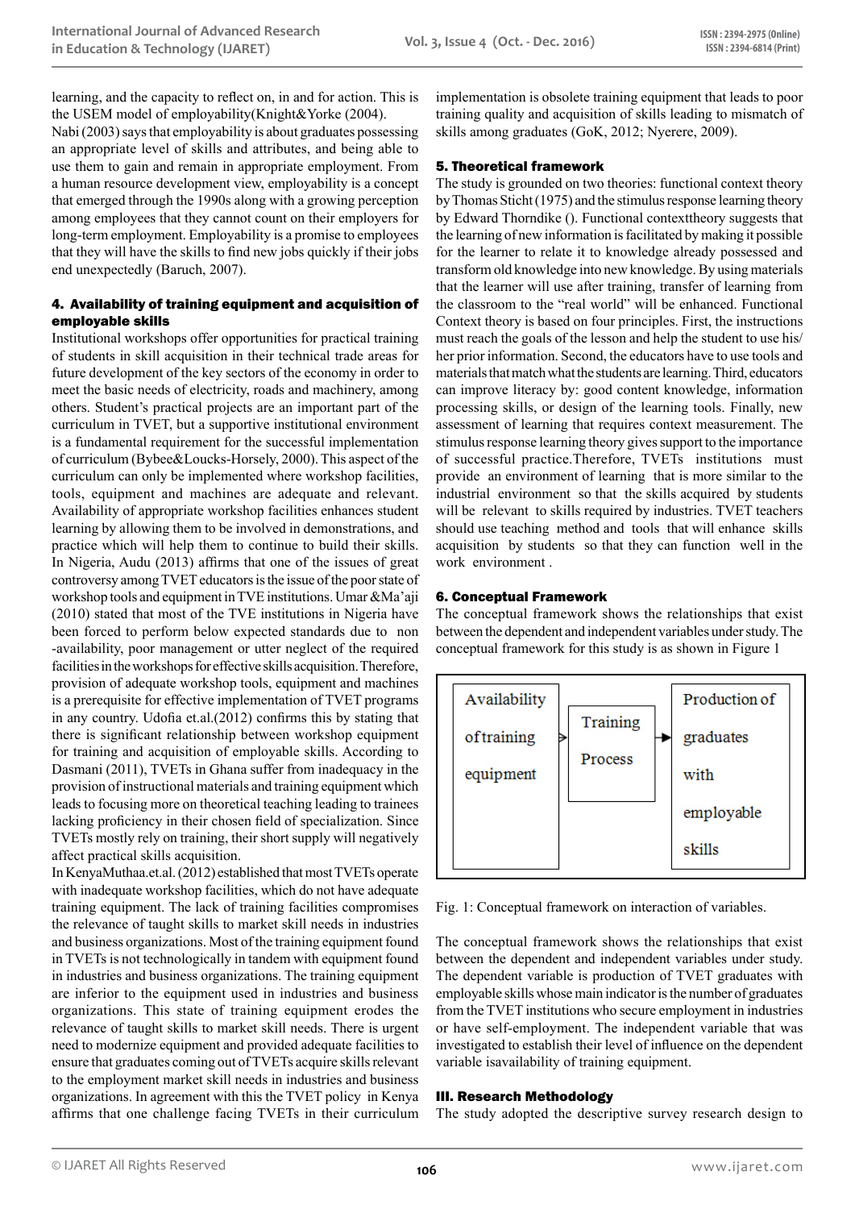learning, and the capacity to reflect on, in and for action. This is the USEM model of employability(Knight&Yorke (2004).

Nabi (2003) says that employability is about graduates possessing an appropriate level of skills and attributes, and being able to use them to gain and remain in appropriate employment. From a human resource development view, employability is a concept that emerged through the 1990s along with a growing perception among employees that they cannot count on their employers for long-term employment. Employability is a promise to employees that they will have the skills to find new jobs quickly if their jobs end unexpectedly (Baruch, 2007).

### 4. Availability of training equipment and acquisition of employable skills

Institutional workshops offer opportunities for practical training of students in skill acquisition in their technical trade areas for future development of the key sectors of the economy in order to meet the basic needs of electricity, roads and machinery, among others. Student's practical projects are an important part of the curriculum in TVET, but a supportive institutional environment is a fundamental requirement for the successful implementation of curriculum (Bybee&Loucks-Horsely, 2000). This aspect of the curriculum can only be implemented where workshop facilities, tools, equipment and machines are adequate and relevant. Availability of appropriate workshop facilities enhances student learning by allowing them to be involved in demonstrations, and practice which will help them to continue to build their skills. In Nigeria, Audu (2013) affirms that one of the issues of great controversy among TVET educators is the issue of the poor state of workshop tools and equipment in TVE institutions. Umar &Ma'aji (2010) stated that most of the TVE institutions in Nigeria have been forced to perform below expected standards due to non -availability, poor management or utter neglect of the required facilities in the workshops for effective skills acquisition. Therefore, provision of adequate workshop tools, equipment and machines is a prerequisite for effective implementation of TVET programs in any country. Udofia et.al.(2012) confirms this by stating that there is significant relationship between workshop equipment for training and acquisition of employable skills. According to Dasmani (2011), TVETs in Ghana suffer from inadequacy in the provision of instructional materials and training equipment which leads to focusing more on theoretical teaching leading to trainees lacking proficiency in their chosen field of specialization. Since TVETs mostly rely on training, their short supply will negatively affect practical skills acquisition.

In KenyaMuthaa.et.al. (2012) established that most TVETs operate with inadequate workshop facilities, which do not have adequate training equipment. The lack of training facilities compromises the relevance of taught skills to market skill needs in industries and business organizations. Most of the training equipment found in TVETs is not technologically in tandem with equipment found in industries and business organizations. The training equipment are inferior to the equipment used in industries and business organizations. This state of training equipment erodes the relevance of taught skills to market skill needs. There is urgent need to modernize equipment and provided adequate facilities to ensure that graduates coming out of TVETs acquire skills relevant to the employment market skill needs in industries and business organizations. In agreement with this the TVET policy in Kenya affirms that one challenge facing TVETs in their curriculum implementation is obsolete training equipment that leads to poor training quality and acquisition of skills leading to mismatch of skills among graduates (GoK, 2012; Nyerere, 2009).

### 5. Theoretical framework

The study is grounded on two theories: functional context theory by Thomas Sticht (1975) and the stimulus response learning theory by Edward Thorndike (). Functional contexttheory suggests that the learning of new information is facilitated by making it possible for the learner to relate it to knowledge already possessed and transform old knowledge into new knowledge. By using materials that the learner will use after training, transfer of learning from the classroom to the "real world" will be enhanced. Functional Context theory is based on four principles. First, the instructions must reach the goals of the lesson and help the student to use his/her prior information. Second, the educators have to use tools and materials that match what the students are learning. Third, educators can improve literacy by: good content knowledge, information processing skills, or design of the learning tools. Finally, new assessment of learning that requires context measurement. The stimulus response learning theory gives support to the importance of successful practice.Therefore, TVETs institutions must provide an environment of learning that is more similar to the industrial environment so that the skills acquired by students will be relevant to skills required by industries. TVET teachers should use teaching method and tools that will enhance skills acquisition by students so that they can function well in the work environment .

### 6. Conceptual Framework

The conceptual framework shows the relationships that exist between the dependent and independent variables under study. The conceptual framework for this study is as shown in Figure 1

| Availability of training equipment | → | Training Process | → | Production of graduates with employable skills |
|---|---|---|---|---|

Fig. 1: Conceptual framework on interaction of variables.

The conceptual framework shows the relationships that exist between the dependent and independent variables under study. The dependent variable is production of TVET graduates with employable skills whose main indicator is the number of graduates from the TVET institutions who secure employment in industries or have self-employment. The independent variable that was investigated to establish their level of influence on the dependent variable isavailability of training equipment.

## III. Research Methodology

The study adopted the descriptive survey research design to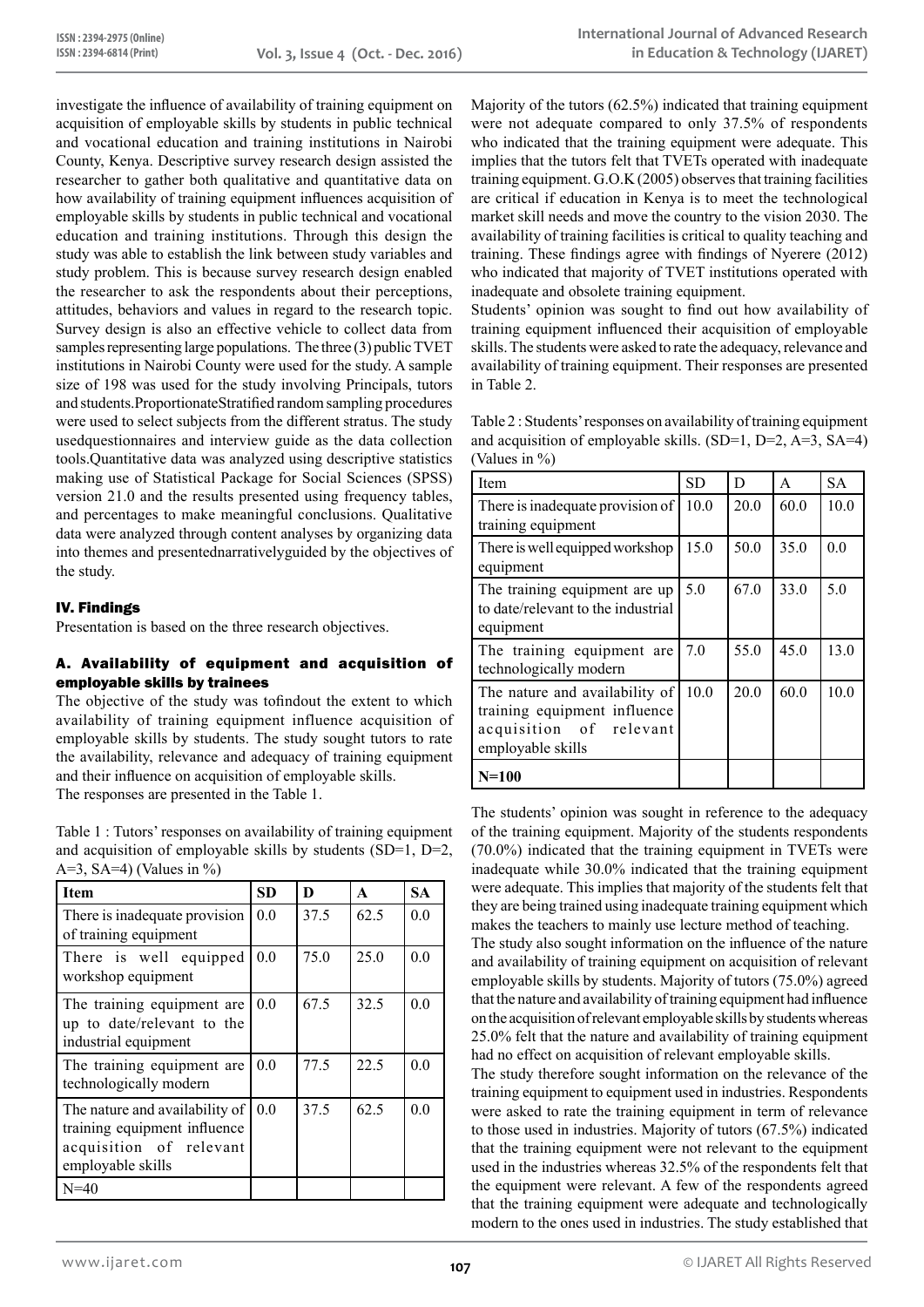investigate the influence of availability of training equipment on acquisition of employable skills by students in public technical and vocational education and training institutions in Nairobi County, Kenya. Descriptive survey research design assisted the researcher to gather both qualitative and quantitative data on how availability of training equipment influences acquisition of employable skills by students in public technical and vocational education and training institutions. Through this design the study was able to establish the link between study variables and study problem. This is because survey research design enabled the researcher to ask the respondents about their perceptions, attitudes, behaviors and values in regard to the research topic. Survey design is also an effective vehicle to collect data from samples representing large populations. The three (3) public TVET institutions in Nairobi County were used for the study. A sample size of 198 was used for the study involving Principals, tutors and students.ProportionateStratified random sampling procedures were used to select subjects from the different stratus. The study usedquestionnaires and interview guide as the data collection tools.Quantitative data was analyzed using descriptive statistics making use of Statistical Package for Social Sciences (SPSS) version 21.0 and the results presented using frequency tables, and percentages to make meaningful conclusions. Qualitative data were analyzed through content analyses by organizing data into themes and presentednarrativelyguided by the objectives of the study.

## IV. Findings

Presentation is based on the three research objectives.

### A. Availability of equipment and acquisition of employable skills by trainees

The objective of the study was tofindout the extent to which availability of training equipment influence acquisition of employable skills by students. The study sought tutors to rate the availability, relevance and adequacy of training equipment and their influence on acquisition of employable skills.
The responses are presented in the Table 1.

Table 1 : Tutors' responses on availability of training equipment and acquisition of employable skills by students (SD=1, D=2, A=3, SA=4) (Values in %)

| Item | SD | D | A | SA |
|---|---|---|---|---|
| There is inadequate provision of training equipment | 0.0 | 37.5 | 62.5 | 0.0 |
| There is well equipped workshop equipment | 0.0 | 75.0 | 25.0 | 0.0 |
| The training equipment are up to date/relevant to the industrial equipment | 0.0 | 67.5 | 32.5 | 0.0 |
| The training equipment are technologically modern | 0.0 | 77.5 | 22.5 | 0.0 |
| The nature and availability of training equipment influence acquisition of relevant employable skills | 0.0 | 37.5 | 62.5 | 0.0 |
| N=40 | | | | |

Majority of the tutors (62.5%) indicated that training equipment were not adequate compared to only 37.5% of respondents who indicated that the training equipment were adequate. This implies that the tutors felt that TVETs operated with inadequate training equipment. G.O.K (2005) observes that training facilities are critical if education in Kenya is to meet the technological market skill needs and move the country to the vision 2030. The availability of training facilities is critical to quality teaching and training. These findings agree with findings of Nyerere (2012) who indicated that majority of TVET institutions operated with inadequate and obsolete training equipment.

Students' opinion was sought to find out how availability of training equipment influenced their acquisition of employable skills. The students were asked to rate the adequacy, relevance and availability of training equipment. Their responses are presented in Table 2.

Table 2 : Students' responses on availability of training equipment and acquisition of employable skills. (SD=1, D=2, A=3, SA=4) (Values in %)

| Item | SD | D | A | SA |
|---|---|---|---|---|
| There is inadequate provision of training equipment | 10.0 | 20.0 | 60.0 | 10.0 |
| There is well equipped workshop equipment | 15.0 | 50.0 | 35.0 | 0.0 |
| The training equipment are up to date/relevant to the industrial equipment | 5.0 | 67.0 | 33.0 | 5.0 |
| The training equipment are technologically modern | 7.0 | 55.0 | 45.0 | 13.0 |
| The nature and availability of training equipment influence acquisition of relevant employable skills | 10.0 | 20.0 | 60.0 | 10.0 |
| **N=100** | | | | |

The students' opinion was sought in reference to the adequacy of the training equipment. Majority of the students respondents (70.0%) indicated that the training equipment in TVETs were inadequate while 30.0% indicated that the training equipment were adequate. This implies that majority of the students felt that they are being trained using inadequate training equipment which makes the teachers to mainly use lecture method of teaching.

The study also sought information on the influence of the nature and availability of training equipment on acquisition of relevant employable skills by students. Majority of tutors (75.0%) agreed that the nature and availability of training equipment had influence on the acquisition of relevant employable skills by students whereas 25.0% felt that the nature and availability of training equipment had no effect on acquisition of relevant employable skills.

The study therefore sought information on the relevance of the training equipment to equipment used in industries. Respondents were asked to rate the training equipment in term of relevance to those used in industries. Majority of tutors (67.5%) indicated that the training equipment were not relevant to the equipment used in the industries whereas 32.5% of the respondents felt that the equipment were relevant. A few of the respondents agreed that the training equipment were adequate and technologically modern to the ones used in industries. The study established that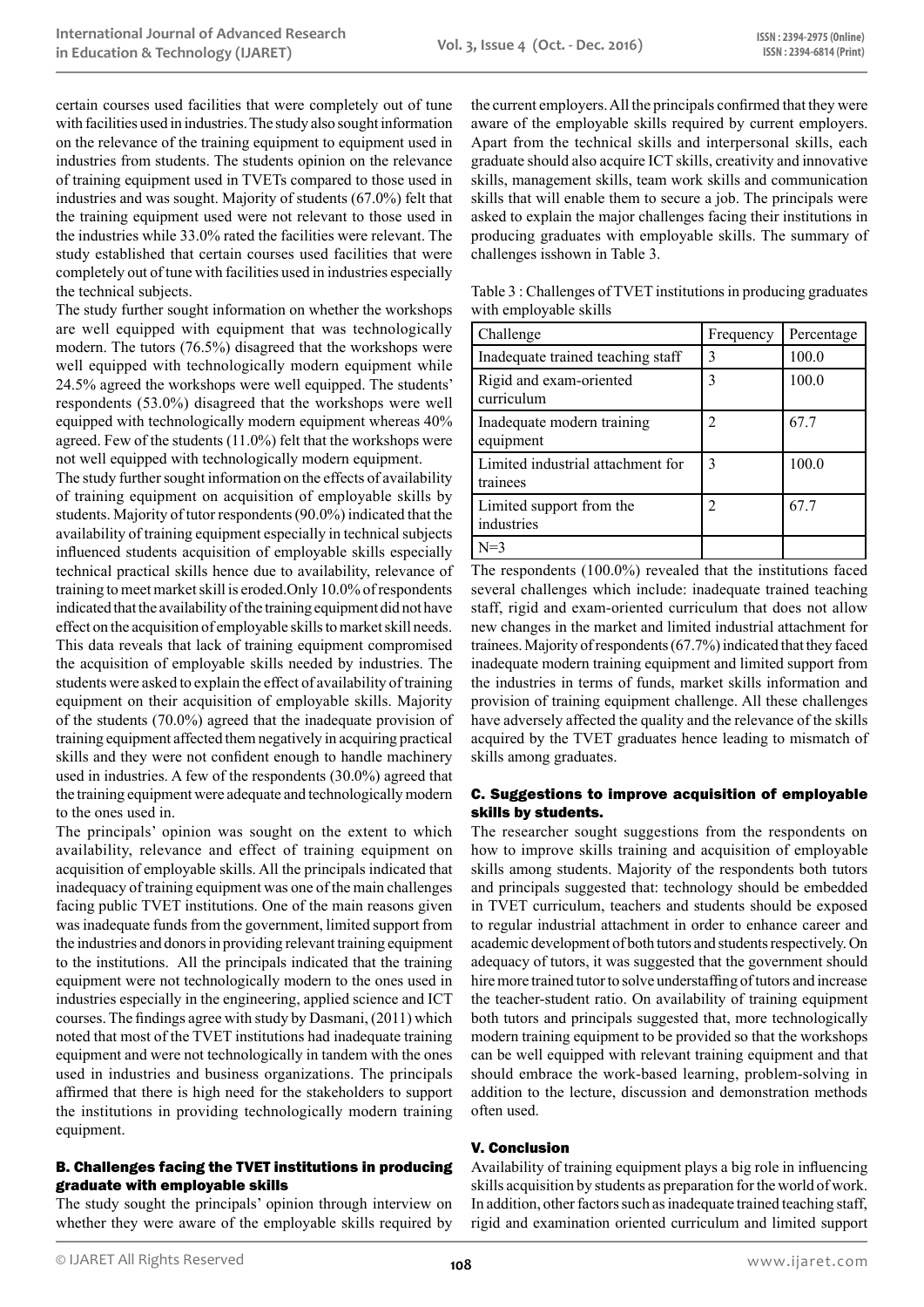certain courses used facilities that were completely out of tune with facilities used in industries. The study also sought information on the relevance of the training equipment to equipment used in industries from students. The students opinion on the relevance of training equipment used in TVETs compared to those used in industries and was sought. Majority of students (67.0%) felt that the training equipment used were not relevant to those used in the industries while 33.0% rated the facilities were relevant. The study established that certain courses used facilities that were completely out of tune with facilities used in industries especially the technical subjects.

The study further sought information on whether the workshops are well equipped with equipment that was technologically modern. The tutors (76.5%) disagreed that the workshops were well equipped with technologically modern equipment while 24.5% agreed the workshops were well equipped. The students' respondents (53.0%) disagreed that the workshops were well equipped with technologically modern equipment whereas 40% agreed. Few of the students (11.0%) felt that the workshops were not well equipped with technologically modern equipment.

The study further sought information on the effects of availability of training equipment on acquisition of employable skills by students. Majority of tutor respondents (90.0%) indicated that the availability of training equipment especially in technical subjects influenced students acquisition of employable skills especially technical practical skills hence due to availability, relevance of training to meet market skill is eroded.Only 10.0% of respondents indicated that the availability of the training equipment did not have effect on the acquisition of employable skills to market skill needs. This data reveals that lack of training equipment compromised the acquisition of employable skills needed by industries. The students were asked to explain the effect of availability of training equipment on their acquisition of employable skills. Majority of the students (70.0%) agreed that the inadequate provision of training equipment affected them negatively in acquiring practical skills and they were not confident enough to handle machinery used in industries. A few of the respondents (30.0%) agreed that the training equipment were adequate and technologically modern to the ones used in.

The principals' opinion was sought on the extent to which availability, relevance and effect of training equipment on acquisition of employable skills. All the principals indicated that inadequacy of training equipment was one of the main challenges facing public TVET institutions. One of the main reasons given was inadequate funds from the government, limited support from the industries and donors in providing relevant training equipment to the institutions. All the principals indicated that the training equipment were not technologically modern to the ones used in industries especially in the engineering, applied science and ICT courses. The findings agree with study by Dasmani, (2011) which noted that most of the TVET institutions had inadequate training equipment and were not technologically in tandem with the ones used in industries and business organizations. The principals affirmed that there is high need for the stakeholders to support the institutions in providing technologically modern training equipment.

### B. Challenges facing the TVET institutions in producing graduate with employable skills

The study sought the principals' opinion through interview on whether they were aware of the employable skills required by the current employers. All the principals confirmed that they were aware of the employable skills required by current employers. Apart from the technical skills and interpersonal skills, each graduate should also acquire ICT skills, creativity and innovative skills, management skills, team work skills and communication skills that will enable them to secure a job. The principals were asked to explain the major challenges facing their institutions in producing graduates with employable skills. The summary of challenges isshown in Table 3.

Table 3 : Challenges of TVET institutions in producing graduates with employable skills

| Challenge | Frequency | Percentage |
|---|---|---|
| Inadequate trained teaching staff | 3 | 100.0 |
| Rigid and exam-oriented curriculum | 3 | 100.0 |
| Inadequate modern training equipment | 2 | 67.7 |
| Limited industrial attachment for trainees | 3 | 100.0 |
| Limited support from the industries | 2 | 67.7 |
| N=3 | | |

The respondents (100.0%) revealed that the institutions faced several challenges which include: inadequate trained teaching staff, rigid and exam-oriented curriculum that does not allow new changes in the market and limited industrial attachment for trainees. Majority of respondents (67.7%) indicated that they faced inadequate modern training equipment and limited support from the industries in terms of funds, market skills information and provision of training equipment challenge. All these challenges have adversely affected the quality and the relevance of the skills acquired by the TVET graduates hence leading to mismatch of skills among graduates.

### C. Suggestions to improve acquisition of employable skills by students.

The researcher sought suggestions from the respondents on how to improve skills training and acquisition of employable skills among students. Majority of the respondents both tutors and principals suggested that: technology should be embedded in TVET curriculum, teachers and students should be exposed to regular industrial attachment in order to enhance career and academic development of both tutors and students respectively. On adequacy of tutors, it was suggested that the government should hire more trained tutor to solve understaffing of tutors and increase the teacher-student ratio. On availability of training equipment both tutors and principals suggested that, more technologically modern training equipment to be provided so that the workshops can be well equipped with relevant training equipment and that should embrace the work-based learning, problem-solving in addition to the lecture, discussion and demonstration methods often used.

## V. Conclusion

Availability of training equipment plays a big role in influencing skills acquisition by students as preparation for the world of work. In addition, other factors such as inadequate trained teaching staff, rigid and examination oriented curriculum and limited support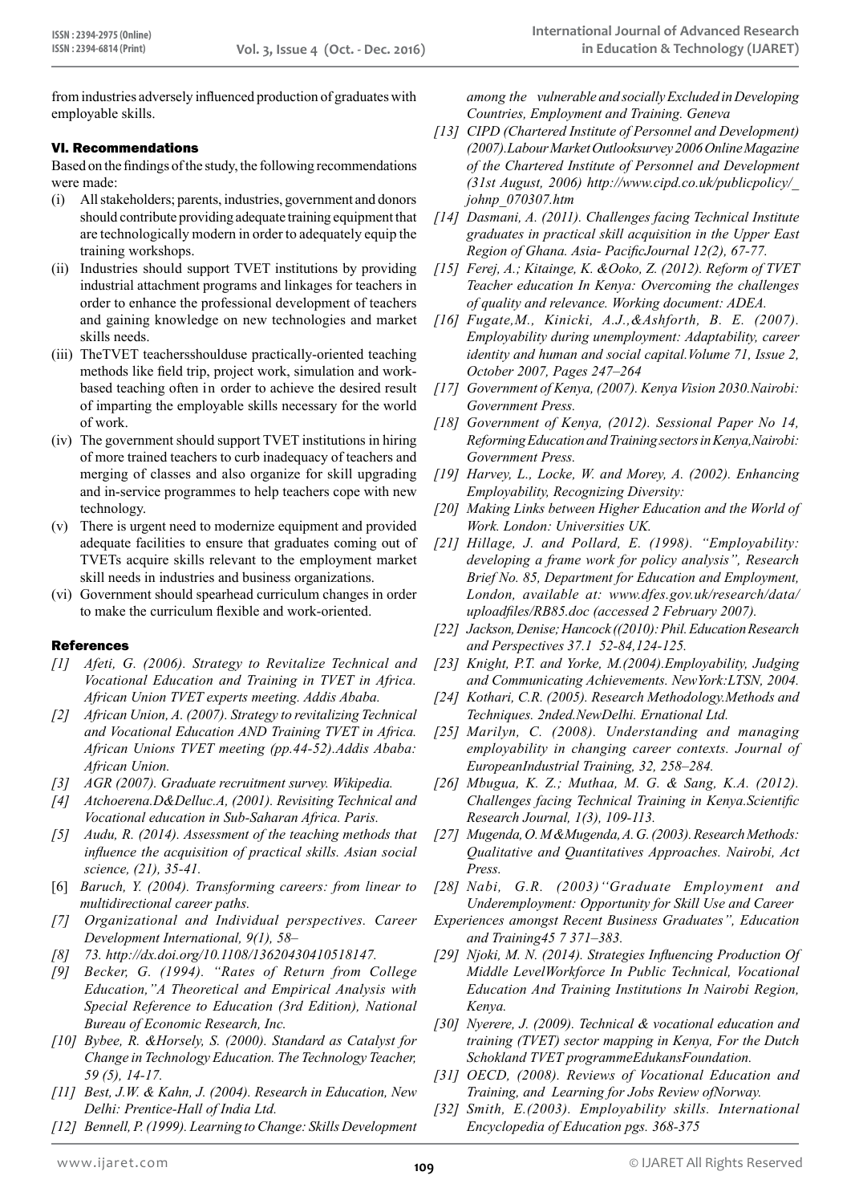from industries adversely influenced production of graduates with employable skills.

## VI. Recommendations

Based on the findings of the study, the following recommendations were made:

(i) All stakeholders; parents, industries, government and donors should contribute providing adequate training equipment that are technologically modern in order to adequately equip the training workshops.

(ii) Industries should support TVET institutions by providing industrial attachment programs and linkages for teachers in order to enhance the professional development of teachers and gaining knowledge on new technologies and market skills needs.

(iii) TheTVET teachersshoulduse practically-oriented teaching methods like field trip, project work, simulation and work-based teaching often in order to achieve the desired result of imparting the employable skills necessary for the world of work.

(iv) The government should support TVET institutions in hiring of more trained teachers to curb inadequacy of teachers and merging of classes and also organize for skill upgrading and in-service programmes to help teachers cope with new technology.

(v) There is urgent need to modernize equipment and provided adequate facilities to ensure that graduates coming out of TVETs acquire skills relevant to the employment market skill needs in industries and business organizations.

(vi) Government should spearhead curriculum changes in order to make the curriculum flexible and work-oriented.

## References

*[1] Afeti, G. (2006). Strategy to Revitalize Technical and Vocational Education and Training in TVET in Africa. African Union TVET experts meeting. Addis Ababa.*

*[2] African Union, A. (2007). Strategy to revitalizing Technical and Vocational Education AND Training TVET in Africa. African Unions TVET meeting (pp.44-52).Addis Ababa: African Union.*

*[3] AGR (2007). Graduate recruitment survey. Wikipedia.*

*[4] Atchoerena.D&Delluc.A, (2001). Revisiting Technical and Vocational education in Sub-Saharan Africa. Paris.*

*[5] Audu, R. (2014). Assessment of the teaching methods that influence the acquisition of practical skills. Asian social science, (21), 35-41.*

[6] *Baruch, Y. (2004). Transforming careers: from linear to multidirectional career paths.*

*[7] Organizational and Individual perspectives. Career Development International, 9(1), 58–*

*[8] 73. http://dx.doi.org/10.1108/13620430410518147.*

*[9] Becker, G. (1994). "Rates of Return from College Education,"A Theoretical and Empirical Analysis with Special Reference to Education (3rd Edition), National Bureau of Economic Research, Inc.*

*[10] Bybee, R. &Horsely, S. (2000). Standard as Catalyst for Change in Technology Education. The Technology Teacher, 59 (5), 14-17.*

*[11] Best, J.W. & Kahn, J. (2004). Research in Education, New Delhi: Prentice-Hall of India Ltd.*

*[12] Bennell, P. (1999). Learning to Change: Skills Development among the vulnerable and socially Excluded in Developing Countries, Employment and Training. Geneva*

*[13] CIPD (Chartered Institute of Personnel and Development) (2007).Labour Market Outlooksurvey 2006 Online Magazine of the Chartered Institute of Personnel and Development (31st August, 2006) http://www.cipd.co.uk/publicpolicy/_johnp_070307.htm*

*[14] Dasmani, A. (2011). Challenges facing Technical Institute graduates in practical skill acquisition in the Upper East Region of Ghana. Asia- PacificJournal 12(2), 67-77.*

*[15] Ferej, A.; Kitainge, K. &Ooko, Z. (2012). Reform of TVET Teacher education In Kenya: Overcoming the challenges of quality and relevance. Working document: ADEA.*

*[16] Fugate,M., Kinicki, A.J.,&Ashforth, B. E. (2007). Employability during unemployment: Adaptability, career identity and human and social capital.Volume 71, Issue 2, October 2007, Pages 247–264*

*[17] Government of Kenya, (2007). Kenya Vision 2030.Nairobi: Government Press.*

*[18] Government of Kenya, (2012). Sessional Paper No 14, Reforming Education and Training sectors in Kenya,Nairobi: Government Press.*

*[19] Harvey, L., Locke, W. and Morey, A. (2002). Enhancing Employability, Recognizing Diversity:*

*[20] Making Links between Higher Education and the World of Work. London: Universities UK.*

*[21] Hillage, J. and Pollard, E. (1998). "Employability: developing a frame work for policy analysis", Research Brief No. 85, Department for Education and Employment, London, available at: www.dfes.gov.uk/research/data/uploadfiles/RB85.doc (accessed 2 February 2007).*

*[22] Jackson, Denise; Hancock ((2010): Phil. Education Research and Perspectives 37.1 52-84,124-125.*

*[23] Knight, P.T. and Yorke, M.(2004).Employability, Judging and Communicating Achievements. NewYork:LTSN, 2004.*

*[24] Kothari, C.R. (2005). Research Methodology.Methods and Techniques. 2nded.NewDelhi. Ernational Ltd.*

*[25] Marilyn, C. (2008). Understanding and managing employability in changing career contexts. Journal of EuropeanIndustrial Training, 32, 258–284.*

*[26] Mbugua, K. Z.; Muthaa, M. G. & Sang, K.A. (2012). Challenges facing Technical Training in Kenya.Scientific Research Journal, 1(3), 109-113.*

*[27] Mugenda, O. M&Mugenda, A. G. (2003). Research Methods: Qualitative and Quantitatives Approaches. Nairobi, Act Press.*

*[28] Nabi, G.R. (2003)''Graduate Employment and Underemployment: Opportunity for Skill Use and Career Experiences amongst Recent Business Graduates", Education and Training45 7 371–383.*

*[29] Njoki, M. N. (2014). Strategies Influencing Production Of Middle LevelWorkforce In Public Technical, Vocational Education And Training Institutions In Nairobi Region, Kenya.*

*[30] Nyerere, J. (2009). Technical & vocational education and training (TVET) sector mapping in Kenya, For the Dutch Schokland TVET programmeEdukansFoundation.*

*[31] OECD, (2008). Reviews of Vocational Education and Training, and Learning for Jobs Review ofNorway.*

*[32] Smith, E.(2003). Employability skills. International Encyclopedia of Education pgs. 368-375*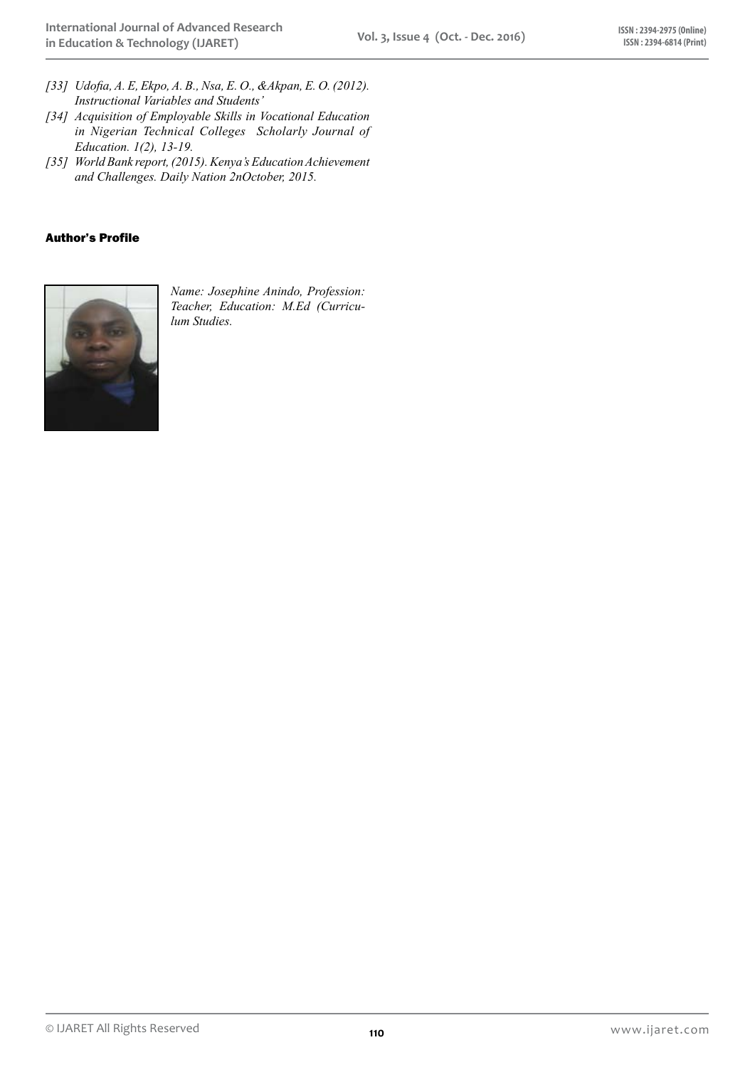[33] *Udofia, A. E, Ekpo, A. B., Nsa, E. O., &Akpan, E. O. (2012). Instructional Variables and Students'*

[34] *Acquisition of Employable Skills in Vocational Education in Nigerian Technical Colleges Scholarly Journal of Education. 1(2), 13-19.*

[35] *World Bank report, (2015). Kenya's Education Achievement and Challenges. Daily Nation 2nOctober, 2015.*

## Author's Profile

*Name: Josephine Anindo, Profession: Teacher, Education: M.Ed (Curriculum Studies.*